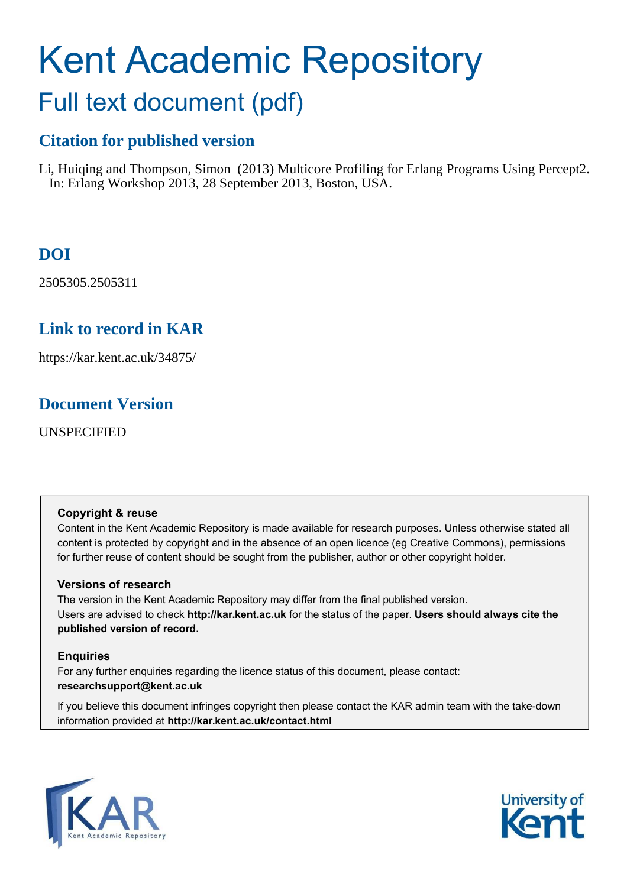# Kent Academic Repository

## Full text document (pdf)

### Citation for published version

Li, Huiqing and Thompson, Simon (2013) Multicore Profiling for Erlang Programs Using Percept2. In: Erlang Workshop 2013, 28 September 2013, Boston, USA.

### DOI

2505305.2505311

### Link to record in KAR

https://kar.kent.ac.uk/34875/

### Document Version

UNSPECIFIED

**Copyright & reuse**

Content in the Kent Academic Repository is made available for research purposes. Unless otherwise stated all content is protected by copyright and in the absence of an open licence (eg Creative Commons), permissions for further reuse of content should be sought from the publisher, author or other copyright holder.

**Versions of research**

The version in the Kent Academic Repository may differ from the final published version. Users are advised to check **http://kar.kent.ac.uk** for the status of the paper. **Users should always cite the published version of record.**

**Enquiries**

For any further enquiries regarding the licence status of this document, please contact: **researchsupport@kent.ac.uk**

If you believe this document infringes copyright then please contact the KAR admin team with the take-down information provided at **http://kar.kent.ac.uk/contact.html**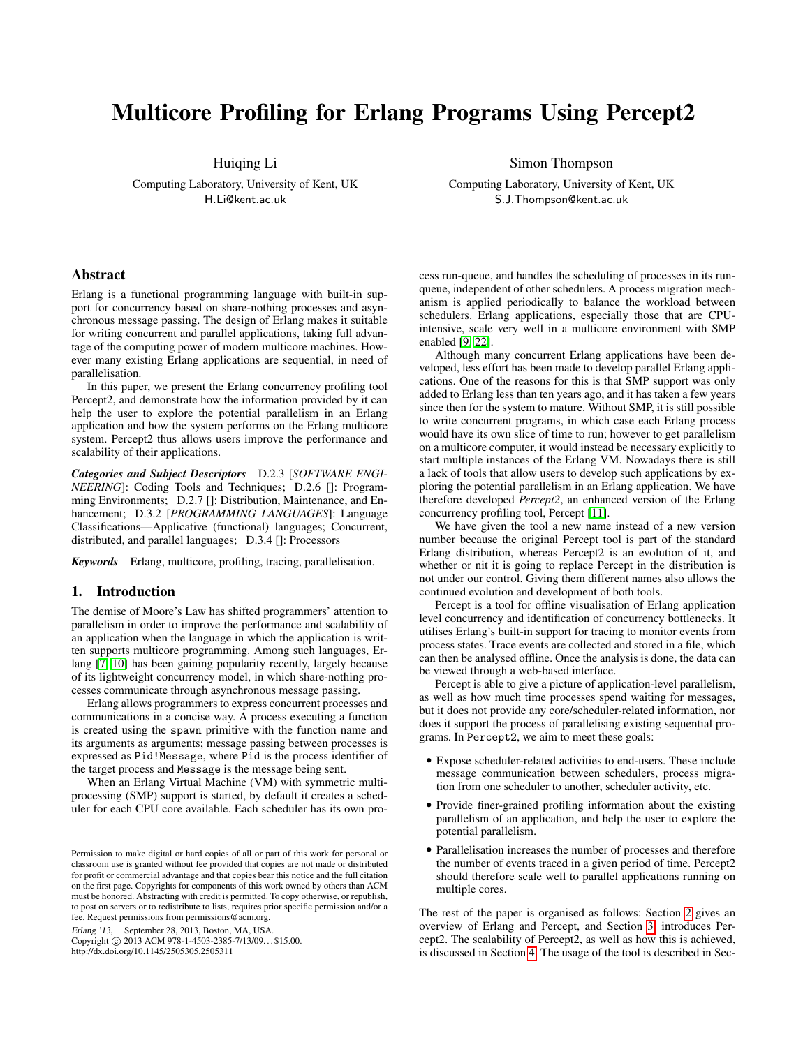# Multicore Profiling for Erlang Programs Using Percept2

Huiqing Li
Computing Laboratory, University of Kent, UK
H.Li@kent.ac.uk

Simon Thompson
Computing Laboratory, University of Kent, UK
S.J.Thompson@kent.ac.uk

## Abstract

Erlang is a functional programming language with built-in support for concurrency based on share-nothing processes and asynchronous message passing. The design of Erlang makes it suitable for writing concurrent and parallel applications, taking full advantage of the computing power of modern multicore machines. However many existing Erlang applications are sequential, in need of parallelisation.

In this paper, we present the Erlang concurrency profiling tool Percept2, and demonstrate how the information provided by it can help the user to explore the potential parallelism in an Erlang application and how the system performs on the Erlang multicore system. Percept2 thus allows users improve the performance and scalability of their applications.

***Categories and Subject Descriptors*** D.2.3 [*SOFTWARE ENGINEERING*]: Coding Tools and Techniques; D.2.6 []: Programming Environments; D.2.7 []: Distribution, Maintenance, and Enhancement; D.3.2 [*PROGRAMMING LANGUAGES*]: Language Classifications—Applicative (functional) languages; Concurrent, distributed, and parallel languages; D.3.4 []: Processors

***Keywords*** Erlang, multicore, profiling, tracing, parallelisation.

## 1. Introduction

The demise of Moore's Law has shifted programmers' attention to parallelism in order to improve the performance and scalability of an application when the language in which the application is written supports multicore programming. Among such languages, Erlang [7, 10] has been gaining popularity recently, largely because of its lightweight concurrency model, in which share-nothing processes communicate through asynchronous message passing.

Erlang allows programmers to express concurrent processes and communications in a concise way. A process executing a function is created using the `spawn` primitive with the function name and its arguments as arguments; message passing between processes is expressed as `Pid!Message`, where `Pid` is the process identifier of the target process and `Message` is the message being sent.

When an Erlang Virtual Machine (VM) with symmetric multiprocessing (SMP) support is started, by default it creates a scheduler for each CPU core available. Each scheduler has its own process run-queue, and handles the scheduling of processes in its run-queue, independent of other schedulers. A process migration mechanism is applied periodically to balance the workload between schedulers. Erlang applications, especially those that are CPU-intensive, scale very well in a multicore environment with SMP enabled [9, 22].

Although many concurrent Erlang applications have been developed, less effort has been made to develop parallel Erlang applications. One of the reasons for this is that SMP support was only added to Erlang less than ten years ago, and it has taken a few years since then for the system to mature. Without SMP, it is still possible to write concurrent programs, in which case each Erlang process would have its own slice of time to run; however to get parallelism on a multicore computer, it would instead be necessary explicitly to start multiple instances of the Erlang VM. Nowadays there is still a lack of tools that allow users to develop such applications by exploring the potential parallelism in an Erlang application. We have therefore developed *Percept2*, an enhanced version of the Erlang concurrency profiling tool, Percept [11].

We have given the tool a new name instead of a new version number because the original Percept tool is part of the standard Erlang distribution, whereas Percept2 is an evolution of it, and whether or nit it is going to replace Percept in the distribution is not under our control. Giving them different names also allows the continued evolution and development of both tools.

Percept is a tool for offline visualisation of Erlang application level concurrency and identification of concurrency bottlenecks. It utilises Erlang's built-in support for tracing to monitor events from process states. Trace events are collected and stored in a file, which can then be analysed offline. Once the analysis is done, the data can be viewed through a web-based interface.

Percept is able to give a picture of application-level parallelism, as well as how much time processes spend waiting for messages, but it does not provide any core/scheduler-related information, nor does it support the process of parallelising existing sequential programs. In `Percept2`, we aim to meet these goals:

- Expose scheduler-related activities to end-users. These include message communication between schedulers, process migration from one scheduler to another, scheduler activity, etc.
- Provide finer-grained profiling information about the existing parallelism of an application, and help the user to explore the potential parallelism.
- Parallelisation increases the number of processes and therefore the number of events traced in a given period of time. Percept2 should therefore scale well to parallel applications running on multiple cores.

The rest of the paper is organised as follows: Section 2 gives an overview of Erlang and Percept, and Section 3 introduces Percept2. The scalability of Percept2, as well as how this is achieved, is discussed in Section 4. The usage of the tool is described in Sec-

Permission to make digital or hard copies of all or part of this work for personal or classroom use is granted without fee provided that copies are not made or distributed for profit or commercial advantage and that copies bear this notice and the full citation on the first page. Copyrights for components of this work owned by others than ACM must be honored. Abstracting with credit is permitted. To copy otherwise, or republish, to post on servers or to redistribute to lists, requires prior specific permission and/or a fee. Request permissions from permissions@acm.org.

*Erlang '13*, September 28, 2013, Boston, MA, USA.
Copyright © 2013 ACM 978-1-4503-2385-7/13/09…$15.00.
http://dx.doi.org/10.1145/2505305.2505311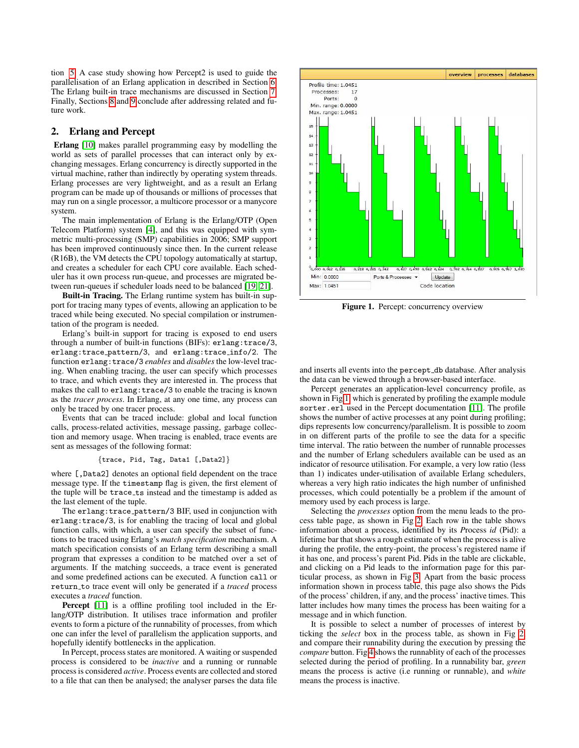tion 5. A case study showing how Percept2 is used to guide the parallelisation of an Erlang application in described in Section 6. The Erlang built-in trace mechanisms are discussed in Section 7. Finally, Sections 8 and 9 conclude after addressing related and future work.

## 2. Erlang and Percept

**Erlang** [10] makes parallel programming easy by modelling the world as sets of parallel processes that can interact only by exchanging messages. Erlang concurrency is directly supported in the virtual machine, rather than indirectly by operating system threads. Erlang processes are very lightweight, and as a result an Erlang program can be made up of thousands or millions of processes that may run on a single processor, a multicore processor or a manycore system.

The main implementation of Erlang is the Erlang/OTP (Open Telecom Platform) system [4], and this was equipped with symmetric multi-processing (SMP) capabilities in 2006; SMP support has been improved continuously since then. In the current release (R16B), the VM detects the CPU topology automatically at startup, and creates a scheduler for each CPU core available. Each scheduler has it own process run-queue, and processes are migrated between run-queues if scheduler loads need to be balanced [19, 21].

**Built-in Tracing.** The Erlang runtime system has built-in support for tracing many types of events, allowing an application to be traced while being executed. No special compilation or instrumentation of the program is needed.

Erlang's built-in support for tracing is exposed to end users through a number of built-in functions (BIFs): `erlang:trace/3`, `erlang:trace_pattern/3`, and `erlang:trace_info/2`. The function `erlang:trace/3` *enables* and *disables* the low-level tracing. When enabling tracing, the user can specify which processes to trace, and which events they are interested in. The process that makes the call to `erlang:trace/3` to enable the tracing is known as the *tracer process*. In Erlang, at any one time, any process can only be traced by one tracer process.

Events that can be traced include: global and local function calls, process-related activities, message passing, garbage collection and memory usage. When tracing is enabled, trace events are sent as messages of the following format:

```
{trace, Pid, Tag, Data1 [,Data2]}
```

where `[,Data2]` denotes an optional field dependent on the trace message type. If the `timestamp` flag is given, the first element of the tuple will be `trace_ts` instead and the timestamp is added as the last element of the tuple.

The `erlang:trace_pattern/3` BIF, used in conjunction with `erlang:trace/3`, is for enabling the tracing of local and global function calls, with which, a user can specify the subset of functions to be traced using Erlang's *match specification* mechanism. A match specification consists of an Erlang term describing a small program that expresses a condition to be matched over a set of arguments. If the matching succeeds, a trace event is generated and some predefined actions can be executed. A function `call` or `return_to` trace event will only be generated if a *traced* process executes a *traced* function.

**Percept** [11] is a offline profiling tool included in the Erlang/OTP distribution. It utilises trace information and profiler events to form a picture of the runnability of processes, from which one can infer the level of parallelism the application supports, and hopefully identify bottlenecks in the application.

In Percept, process states are monitored. A waiting or suspended process is considered to be *inactive* and a running or runnable process is considered *active*. Process events are collected and stored to a file that can then be analysed; the analyser parses the data file and inserts all events into the `percept_db` database. After analysis the data can be viewed through a browser-based interface.

Figure 1. Percept: concurrency overview

Percept generates an application-level concurrency profile, as shown in Fig 1, which is generated by profiling the example module `sorter.erl` used in the Percept documentation [11]. The profile shows the number of active processes at any point during profiling; dips represents low concurrency/parallelism. It is possible to zoom in on different parts of the profile to see the data for a specific time interval. The ratio between the number of runnable processes and the number of Erlang schedulers available can be used as an indicator of resource utilisation. For example, a very low ratio (less than 1) indicates under-utilisation of available Erlang schedulers, whereas a very high ratio indicates the high number of unfinished processes, which could potentially be a problem if the amount of memory used by each process is large.

Selecting the *processes* option from the menu leads to the process table page, as shown in Fig 2. Each row in the table shows information about a process, identified by its *P*rocess *id* (Pid): a lifetime bar that shows a rough estimate of when the process is alive during the profile, the entry-point, the process's registered name if it has one, and process's parent Pid. Pids in the table are clickable, and clicking on a Pid leads to the information page for this particular process, as shown in Fig 3. Apart from the basic process information shown in process table, this page also shows the Pids of the process' children, if any, and the process' inactive times. This latter includes how many times the process has been waiting for a message and in which function.

It is possible to select a number of processes of interest by ticking the *select* box in the process table, as shown in Fig 2, and compare their runnability during the execution by pressing the *compare* button. Fig 4 shows the runnablity of each of the processes selected during the period of profiling. In a runnability bar, *green* means the process is active (i.e running or runnable), and *white* means the process is inactive.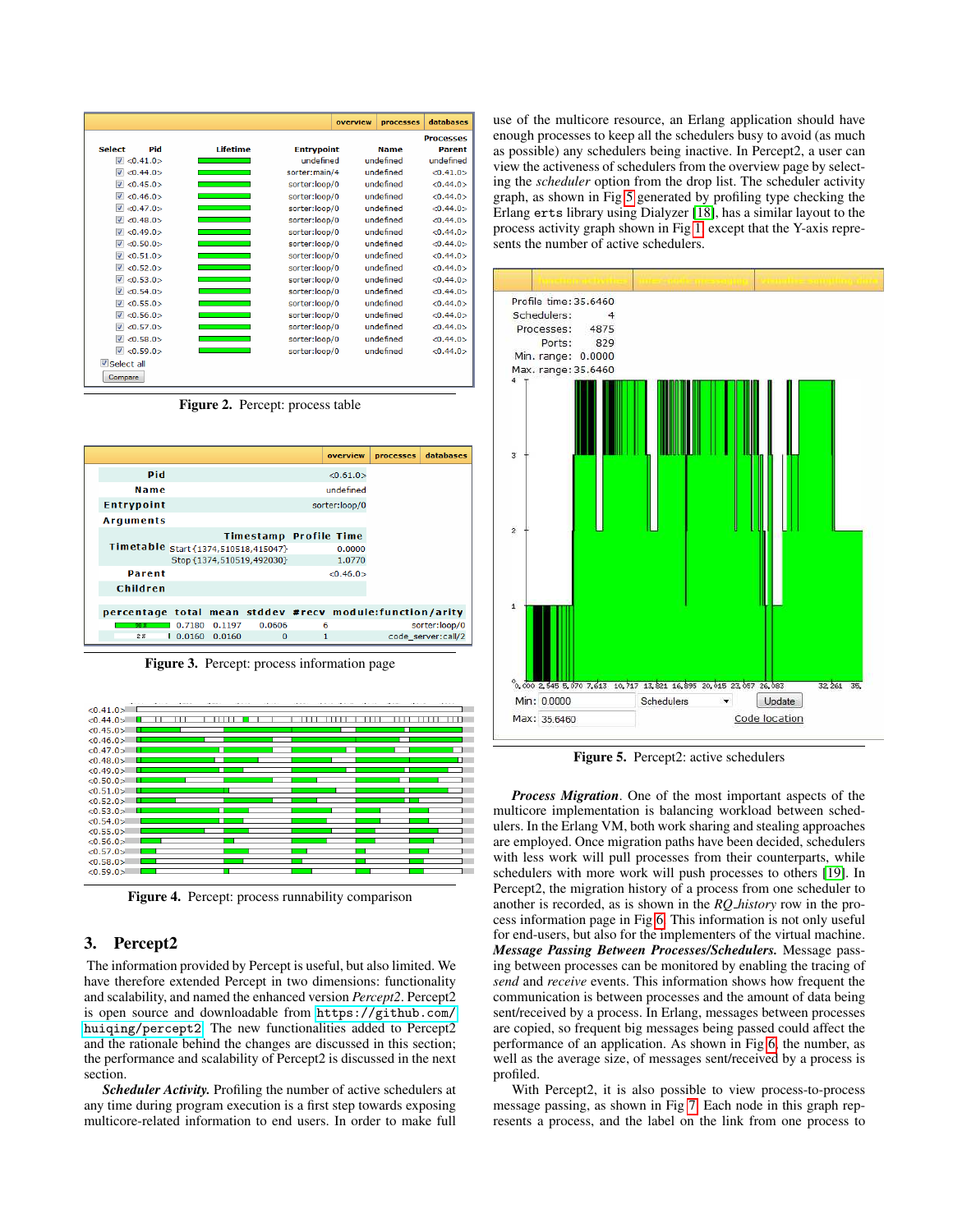Figure 2. Percept: process table

Figure 3. Percept: process information page

Figure 4. Percept: process runnability comparison

## 3. Percept2

The information provided by Percept is useful, but also limited. We have therefore extended Percept in two dimensions: functionality and scalability, and named the enhanced version *Percept2*. Percept2 is open source and downloadable from `https://github.com/huiqing/percept2`. The new functionalities added to Percept2 and the rationale behind the changes are discussed in this section; the performance and scalability of Percept2 is discussed in the next section.

***Scheduler Activity.*** Profiling the number of active schedulers at any time during program execution is a first step towards exposing multicore-related information to end users. In order to make full use of the multicore resource, an Erlang application should have enough processes to keep all the schedulers busy to avoid (as much as possible) any schedulers being inactive. In Percept2, a user can view the activeness of schedulers from the overview page by selecting the *scheduler* option from the drop list. The scheduler activity graph, as shown in Fig 5 generated by profiling type checking the Erlang `erts` library using Dialyzer [18], has a similar layout to the process activity graph shown in Fig 1 except that the Y-axis represents the number of active schedulers.

Figure 5. Percept2: active schedulers

***Process Migration***. One of the most important aspects of the multicore implementation is balancing workload between schedulers. In the Erlang VM, both work sharing and stealing approaches are employed. Once migration paths have been decided, schedulers with less work will pull processes from their counterparts, while schedulers with more work will push processes to others [19]. In Percept2, the migration history of a process from one scheduler to another is recorded, as is shown in the *RQ_history* row in the process information page in Fig 6. This information is not only useful for end-users, but also for the implementers of the virtual machine.

***Message Passing Between Processes/Schedulers.*** Message passing between processes can be monitored by enabling the tracing of *send* and *receive* events. This information shows how frequent the communication is between processes and the amount of data being sent/received by a process. In Erlang, messages between processes are copied, so frequent big messages being passed could affect the performance of an application. As shown in Fig 6, the number, as well as the average size, of messages sent/received by a process is profiled.

With Percept2, it is also possible to view process-to-process message passing, as shown in Fig 7. Each node in this graph represents a process, and the label on the link from one process to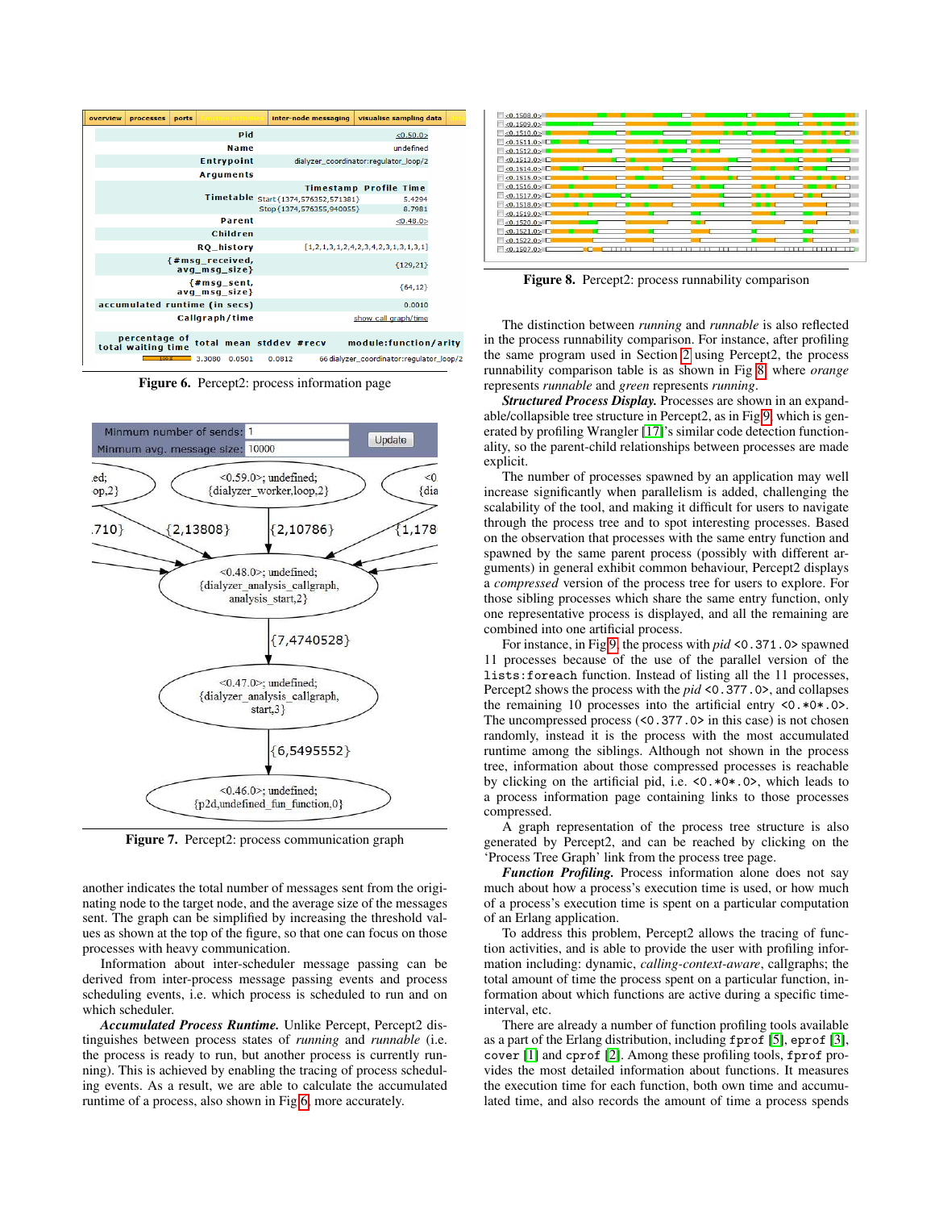Figure 6. Percept2: process information page

Figure 7. Percept2: process communication graph

another indicates the total number of messages sent from the originating node to the target node, and the average size of the messages sent. The graph can be simplified by increasing the threshold values as shown at the top of the figure, so that one can focus on those processes with heavy communication.

Information about inter-scheduler message passing can be derived from inter-process message passing events and process scheduling events, i.e. which process is scheduled to run and on which scheduler.

***Accumulated Process Runtime.*** Unlike Percept, Percept2 distinguishes between process states of *running* and *runnable* (i.e. the process is ready to run, but another process is currently running). This is achieved by enabling the tracing of process scheduling events. As a result, we are able to calculate the accumulated runtime of a process, also shown in Fig 6, more accurately.

Figure 8. Percept2: process runnability comparison

The distinction between *running* and *runnable* is also reflected in the process runnability comparison. For instance, after profiling the same program used in Section 2 using Percept2, the process runnability comparison table is as shown in Fig 8, where *orange* represents *runnable* and *green* represents *running*.

***Structured Process Display.*** Processes are shown in an expandable/collapsible tree structure in Percept2, as in Fig 9, which is generated by profiling Wrangler [17]'s similar code detection functionality, so the parent-child relationships between processes are made explicit.

The number of processes spawned by an application may well increase significantly when parallelism is added, challenging the scalability of the tool, and making it difficult for users to navigate through the process tree and to spot interesting processes. Based on the observation that processes with the same entry function and spawned by the same parent process (possibly with different arguments) in general exhibit common behaviour, Percept2 displays a *compressed* version of the process tree for users to explore. For those sibling processes which share the same entry function, only one representative process is displayed, and all the remaining are combined into one artificial process.

For instance, in Fig 9, the process with *pid* `<0.371.0>` spawned 11 processes because of the use of the parallel version of the `lists:foreach` function. Instead of listing all the 11 processes, Percept2 shows the process with the *pid* `<0.377.0>`, and collapses the remaining 10 processes into the artificial entry `<0.*0*.0>`. The uncompressed process (`<0.377.0>` in this case) is not chosen randomly, instead it is the process with the most accumulated runtime among the siblings. Although not shown in the process tree, information about those compressed processes is reachable by clicking on the artificial pid, i.e. `<0.*0*.0>`, which leads to a process information page containing links to those processes compressed.

A graph representation of the process tree structure is also generated by Percept2, and can be reached by clicking on the 'Process Tree Graph' link from the process tree page.

***Function Profiling.*** Process information alone does not say much about how a process's execution time is used, or how much of a process's execution time is spent on a particular computation of an Erlang application.

To address this problem, Percept2 allows the tracing of function activities, and is able to provide the user with profiling information including: dynamic, *calling-context-aware*, callgraphs; the total amount of time the process spent on a particular function, information about which functions are active during a specific time-interval, etc.

There are already a number of function profiling tools available as a part of the Erlang distribution, including `fprof` [5], `eprof` [3], `cover` [1] and `cprof` [2]. Among these profiling tools, `fprof` provides the most detailed information about functions. It measures the execution time for each function, both own time and accumulated time, and also records the amount of time a process spends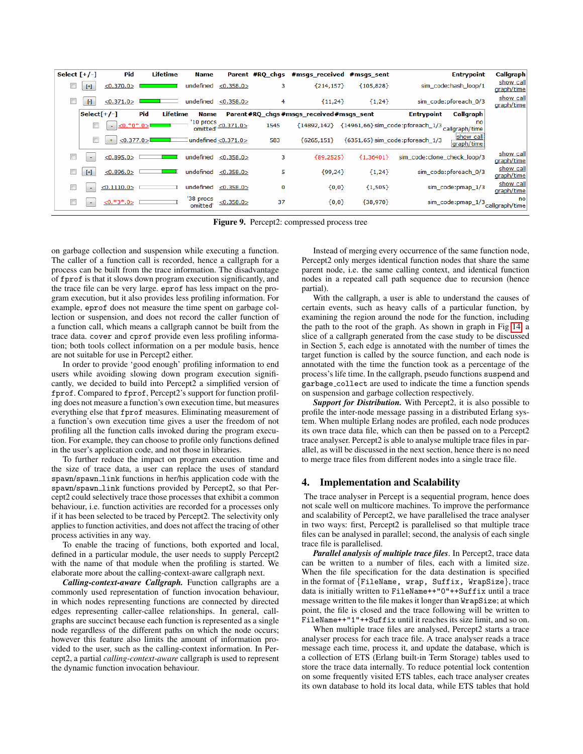| Select [+/-] | | Pid | Lifetime | Name | Parent | #RQ_chgs | #msgs_received | #msgs_sent | Entrypoint | Callgraph |
|---|---|---|---|---|---|---|---|---|---|---|
| ☐ | [+] | <0.370.0> | | undefined | <0.358.0> | 3 | {214,157} | {105,828} | sim_code:hash_loop/1 | show call graph/time |
| ☐ | [-] | <0.371.0> | | undefined | <0.358.0> | 4 | {11,24} | {1,24} | sim_code:pforeach_0/3 | show call graph/time |
| | Select[+/-] | Pid | Lifetime | Name | Parent | #RQ_chgs | #msgs_received | #msgs_sent | Entrypoint | Callgraph |
| ☐ | - | <0.*0*.0> | | '10 procs omitted' | <0.371.0> | 1545 | {14892,142} | {14961,66} | sim_code:pforeach_1/3 | no callgraph/time |
| ☐ | + | <0.377.0> | | undefined | <0.371.0> | 583 | {6265,151} | {6351,65} | sim_code:pforeach_1/3 | show call graph/time |
| ☐ | - | <0.895.0> | | undefined | <0.358.0> | 3 | {89,2525} | {1,36401} | sim_code:clone_check_loop/3 | show call graph/time |
| ☐ | [+] | <0.896.0> | | undefined | <0.358.0> | 5 | {99,24} | {1,24} | sim_code:pforeach_0/3 | show call graph/time |
| ☐ | - | <0.1110.0> | | undefined | <0.358.0> | 0 | {0,0} | {1,505} | sim_code:pmap_1/3 | show call graph/time |
| ☐ | - | <0.*3*.0> | | '38 procs omitted' | <0.358.0> | 37 | {0,0} | {38,970} | sim_code:pmap_1/3 | no callgraph/time |

**Figure 9.** Percept2: compressed process tree

on garbage collection and suspension while executing a function. The caller of a function call is recorded, hence a callgraph for a process can be built from the trace information. The disadvantage of `fprof` is that it slows down program execution significantly, and the trace file can be very large. `eprof` has less impact on the program execution, but it also provides less profiling information. For example, `eprof` does not measure the time spent on garbage collection or suspension, and does not record the caller function of a function call, which means a callgraph cannot be built from the trace data. `cover` and `cprof` provide even less profiling information; both tools collect information on a per module basis, hence are not suitable for use in Percept2 either.

In order to provide 'good enough' profiling information to end users while avoiding slowing down program execution significantly, we decided to build into Percept2 a simplified version of `fprof`. Compared to `fprof`, Percept2's support for function profiling does not measure a function's own execution time, but measures everything else that `fprof` measures. Eliminating measurement of a function's own execution time gives a user the freedom of not profiling all the function calls invoked during the program execution. For example, they can choose to profile only functions defined in the user's application code, and not those in libraries.

To further reduce the impact on program execution time and the size of trace data, a user can replace the uses of standard `spawn`/`spawn_link` functions in her/his application code with the `spawn`/`spawn_link` functions provided by Percept2, so that Percept2 could selectively trace those processes that exhibit a common behaviour, i.e. function activities are recorded for a processes only if it has been selected to be traced by Percept2. The selectivity only applies to function activities, and does not affect the tracing of other process activities in any way.

To enable the tracing of functions, both exported and local, defined in a particular module, the user needs to supply Percept2 with the name of that module when the profiling is started. We elaborate more about the calling-context-aware callgraph next.

***Calling-context-aware Callgraph.*** Function callgraphs are a commonly used representation of function invocation behaviour, in which nodes representing functions are connected by directed edges representing caller-callee relationships. In general, callgraphs are succinct because each function is represented as a single node regardless of the different paths on which the node occurs; however this feature also limits the amount of information provided to the user, such as the calling-context information. In Percept2, a partial *calling-context-aware* callgraph is used to represent the dynamic function invocation behaviour.

Instead of merging every occurrence of the same function node, Percept2 only merges identical function nodes that share the same parent node, i.e. the same calling context, and identical function nodes in a repeated call path sequence due to recursion (hence partial).

With the callgraph, a user is able to understand the causes of certain events, such as heavy calls of a particular function, by examining the region around the node for the function, including the path to the root of the graph. As shown in graph in Fig [14], a slice of a callgraph generated from the case study to be discussed in Section 5, each edge is annotated with the number of times the target function is called by the source function, and each node is annotated with the time the function took as a percentage of the process's life time. In the callgraph, pseudo functions `suspend` and `garbage_collect` are used to indicate the time a function spends on suspension and garbage collection respectively.

***Support for Distribution.*** With Percept2, it is also possible to profile the inter-node message passing in a distributed Erlang system. When multiple Erlang nodes are profiled, each node produces its own trace data file, which can then be passed on to a Percept2 trace analyser. Percept2 is able to analyse multiple trace files in parallel, as will be discussed in the next section, hence there is no need to merge trace files from different nodes into a single trace file.

## 4. Implementation and Scalability

The trace analyser in Percept is a sequential program, hence does not scale well on multicore machines. To improve the performance and scalability of Percept2, we have parallelised the trace analyser in two ways: first, Percept2 is parallelised so that multiple trace files can be analysed in parallel; second, the analysis of each single trace file is parallelised.

***Parallel analysis of multiple trace files***. In Percept2, trace data can be written to a number of files, each with a limited size. When the file specification for the data destination is specified in the format of `{FileName, wrap, Suffix, WrapSize}`, trace data is initially written to `FileName++"0"++Suffix` until a trace message written to the file makes it longer than `WrapSize`; at which point, the file is closed and the trace following will be written to `FileName++"1"++Suffix` until it reaches its size limit, and so on.

When multiple trace files are analysed, Percept2 starts a trace analyser process for each trace file. A trace analyser reads a trace message each time, process it, and update the database, which is a collection of ETS (Erlang built-in Term Storage) tables used to store the trace data internally. To reduce potential lock contention on some frequently visited ETS tables, each trace analyser creates its own database to hold its local data, while ETS tables that hold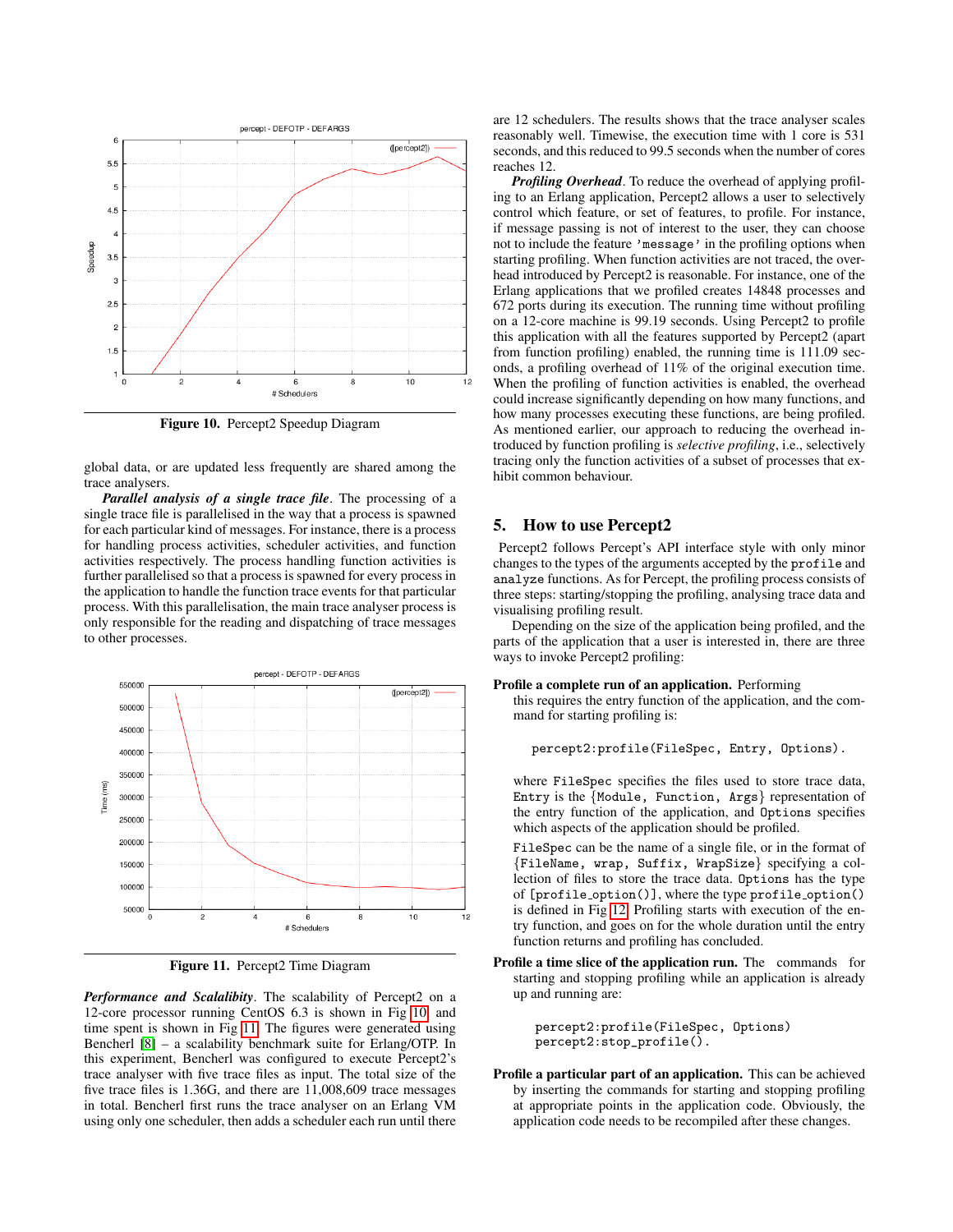Figure 10. Percept2 Speedup Diagram

global data, or are updated less frequently are shared among the trace analysers.

***Parallel analysis of a single trace file***. The processing of a single trace file is parallelised in the way that a process is spawned for each particular kind of messages. For instance, there is a process for handling process activities, scheduler activities, and function activities respectively. The process handling function activities is further parallelised so that a process is spawned for every process in the application to handle the function trace events for that particular process. With this parallelisation, the main trace analyser process is only responsible for the reading and dispatching of trace messages to other processes.

Figure 11. Percept2 Time Diagram

***Performance and Scalalibty***. The scalability of Percept2 on a 12-core processor running CentOS 6.3 is shown in Fig 10, and time spent is shown in Fig 11. The figures were generated using Bencherl [8] – a scalability benchmark suite for Erlang/OTP. In this experiment, Bencherl was configured to execute Percept2's trace analyser with five trace files as input. The total size of the five trace files is 1.36G, and there are 11,008,609 trace messages in total. Bencherl first runs the trace analyser on an Erlang VM using only one scheduler, then adds a scheduler each run until there are 12 schedulers. The results shows that the trace analyser scales reasonably well. Timewise, the execution time with 1 core is 531 seconds, and this reduced to 99.5 seconds when the number of cores reaches 12.

***Profiling Overhead***. To reduce the overhead of applying profiling to an Erlang application, Percept2 allows a user to selectively control which feature, or set of features, to profile. For instance, if message passing is not of interest to the user, they can choose not to include the feature `'message'` in the profiling options when starting profiling. When function activities are not traced, the overhead introduced by Percept2 is reasonable. For instance, one of the Erlang applications that we profiled creates 14848 processes and 672 ports during its execution. The running time without profiling on a 12-core machine is 99.19 seconds. Using Percept2 to profile this application with all the features supported by Percept2 (apart from function profiling) enabled, the running time is 111.09 seconds, a profiling overhead of 11% of the original execution time. When the profiling of function activities is enabled, the overhead could increase significantly depending on how many functions, and how many processes executing these functions, are being profiled. As mentioned earlier, our approach to reducing the overhead introduced by function profiling is *selective profiling*, i.e., selectively tracing only the function activities of a subset of processes that exhibit common behaviour.

## 5. How to use Percept2

Percept2 follows Percept's API interface style with only minor changes to the types of the arguments accepted by the `profile` and `analyze` functions. As for Percept, the profiling process consists of three steps: starting/stopping the profiling, analysing trace data and visualising profiling result.

Depending on the size of the application being profiled, and the parts of the application that a user is interested in, there are three ways to invoke Percept2 profiling:

**Profile a complete run of an application.** Performing this requires the entry function of the application, and the command for starting profiling is:

```
percept2:profile(FileSpec, Entry, Options).
```

where `FileSpec` specifies the files used to store trace data, `Entry` is the {`Module, Function, Args`} representation of the entry function of the application, and `Options` specifies which aspects of the application should be profiled.

`FileSpec` can be the name of a single file, or in the format of {`FileName, wrap, Suffix, WrapSize`} specifying a collection of files to store the trace data. `Options` has the type of `[profile_option()]`, where the type `profile_option()` is defined in Fig 12. Profiling starts with execution of the entry function, and goes on for the whole duration until the entry function returns and profiling has concluded.

**Profile a time slice of the application run.** The commands for starting and stopping profiling while an application is already up and running are:

```
percept2:profile(FileSpec, Options)
percept2:stop_profile().
```

**Profile a particular part of an application.** This can be achieved by inserting the commands for starting and stopping profiling at appropriate points in the application code. Obviously, the application code needs to be recompiled after these changes.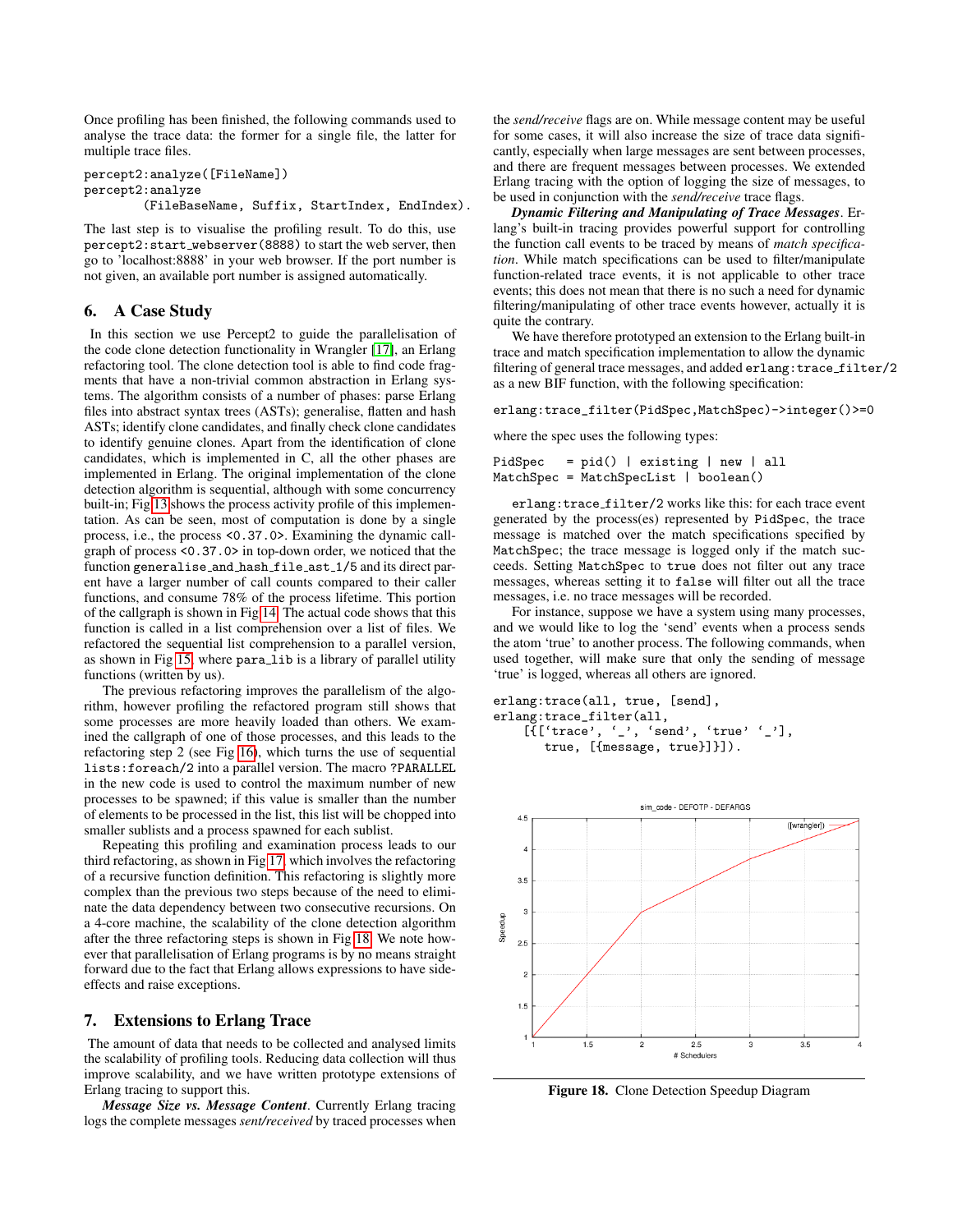Once profiling has been finished, the following commands used to analyse the trace data: the former for a single file, the latter for multiple trace files.

```
percept2:analyze([FileName])
percept2:analyze
        (FileBaseName, Suffix, StartIndex, EndIndex).
```

The last step is to visualise the profiling result. To do this, use `percept2:start_webserver(8888)` to start the web server, then go to 'localhost:8888' in your web browser. If the port number is not given, an available port number is assigned automatically.

## 6. A Case Study

In this section we use Percept2 to guide the parallelisation of the code clone detection functionality in Wrangler [17], an Erlang refactoring tool. The clone detection tool is able to find code fragments that have a non-trivial common abstraction in Erlang systems. The algorithm consists of a number of phases: parse Erlang files into abstract syntax trees (ASTs); generalise, flatten and hash ASTs; identify clone candidates, and finally check clone candidates to identify genuine clones. Apart from the identification of clone candidates, which is implemented in C, all the other phases are implemented in Erlang. The original implementation of the clone detection algorithm is sequential, although with some concurrency built-in; Fig 13 shows the process activity profile of this implementation. As can be seen, most of computation is done by a single process, i.e., the process <0.37.0>. Examining the dynamic callgraph of process <0.37.0> in top-down order, we noticed that the function `generalise_and_hash_file_ast_1/5` and its direct parent have a larger number of call counts compared to their caller functions, and consume 78% of the process lifetime. This portion of the callgraph is shown in Fig 14. The actual code shows that this function is called in a list comprehension over a list of files. We refactored the sequential list comprehension to a parallel version, as shown in Fig 15, where `para_lib` is a library of parallel utility functions (written by us).

The previous refactoring improves the parallelism of the algorithm, however profiling the refactored program still shows that some processes are more heavily loaded than others. We examined the callgraph of one of those processes, and this leads to the refactoring step 2 (see Fig 16), which turns the use of sequential `lists:foreach/2` into a parallel version. The macro `?PARALLEL` in the new code is used to control the maximum number of new processes to be spawned; if this value is smaller than the number of elements to be processed in the list, this list will be chopped into smaller sublists and a process spawned for each sublist.

Repeating this profiling and examination process leads to our third refactoring, as shown in Fig 17, which involves the refactoring of a recursive function definition. This refactoring is slightly more complex than the previous two steps because of the need to eliminate the data dependency between two consecutive recursions. On a 4-core machine, the scalability of the clone detection algorithm after the three refactoring steps is shown in Fig 18. We note however that parallelisation of Erlang programs is by no means straight forward due to the fact that Erlang allows expressions to have side-effects and raise exceptions.

## 7. Extensions to Erlang Trace

The amount of data that needs to be collected and analysed limits the scalability of profiling tools. Reducing data collection will thus improve scalability, and we have written prototype extensions of Erlang tracing to support this.

***Message Size vs. Message Content***. Currently Erlang tracing logs the complete messages *sent/received* by traced processes when the *send/receive* flags are on. While message content may be useful for some cases, it will also increase the size of trace data significantly, especially when large messages are sent between processes, and there are frequent messages between processes. We extended Erlang tracing with the option of logging the size of messages, to be used in conjunction with the *send/receive* trace flags.

***Dynamic Filtering and Manipulating of Trace Messages***. Erlang's built-in tracing provides powerful support for controlling the function call events to be traced by means of *match specification*. While match specifications can be used to filter/manipulate function-related trace events, it is not applicable to other trace events; this does not mean that there is no such a need for dynamic filtering/manipulating of other trace events however, actually it is quite the contrary.

We have therefore prototyped an extension to the Erlang built-in trace and match specification implementation to allow the dynamic filtering of general trace messages, and added `erlang:trace_filter/2` as a new BIF function, with the following specification:

```
erlang:trace_filter(PidSpec,MatchSpec)->integer()>=0
```

where the spec uses the following types:

```
PidSpec   = pid() | existing | new | all
MatchSpec = MatchSpecList | boolean()
```

`erlang:trace_filter/2` works like this: for each trace event generated by the process(es) represented by `PidSpec`, the trace message is matched over the match specifications specified by `MatchSpec`; the trace message is logged only if the match succeeds. Setting `MatchSpec` to `true` does not filter out any trace messages, whereas setting it to `false` will filter out all the trace messages, i.e. no trace messages will be recorded.

For instance, suppose we have a system using many processes, and we would like to log the 'send' events when a process sends the atom 'true' to another process. The following commands, when used together, will make sure that only the sending of message 'true' is logged, whereas all others are ignored.

```
erlang:trace(all, true, [send],
erlang:trace_filter(all,
    [{['trace', '_', 'send', 'true' '_'],
       true, [{message, true}]}]).
```

**Figure 18.** Clone Detection Speedup Diagram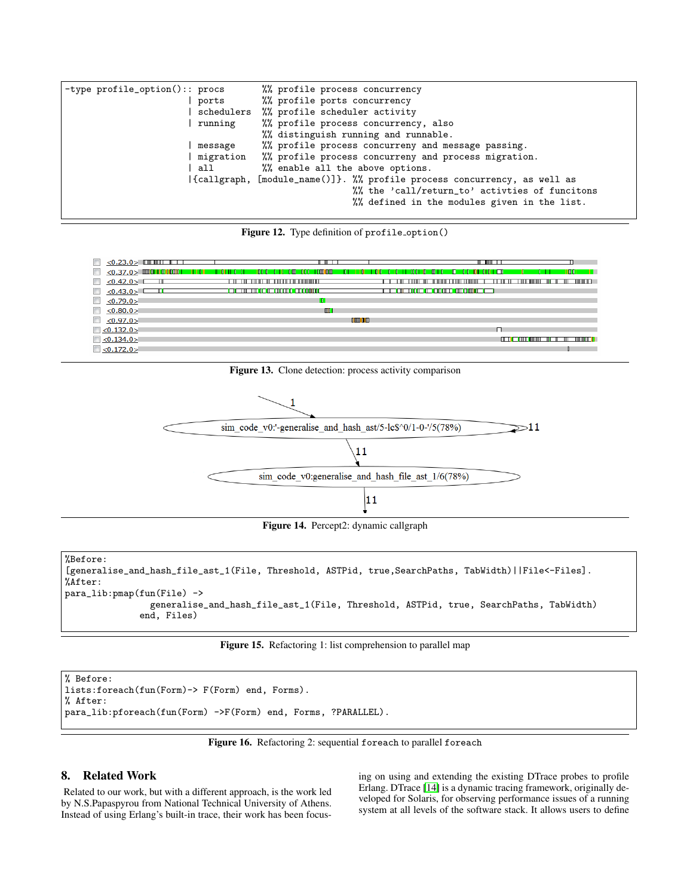```
-type profile_option():: procs       %% profile process concurrency
                        | ports       %% profile ports concurrency
                        | schedulers  %% profile scheduler activity
                        | running     %% profile process concurrency, also
                                      %% distinguish running and runnable.
                        | message     %% profile process concurreny and message passing.
                        | migration   %% profile process concurreny and process migration.
                        | all         %% enable all the above options.
                        |{callgraph, [module_name()]}. %% profile process concurrency, as well as
                                                       %% the 'call/return_to' activties of funcitons
                                                       %% defined in the modules given in the list.
```

**Figure 12.** Type definition of `profile_option()`

**Figure 13.** Clone detection: process activity comparison

**Figure 14.** Percept2: dynamic callgraph

```
%Before:
[generalise_and_hash_file_ast_1(File, Threshold, ASTPid, true,SearchPaths, TabWidth)||File<-Files].
%After:
para_lib:pmap(fun(File) ->
                 generalise_and_hash_file_ast_1(File, Threshold, ASTPid, true, SearchPaths, TabWidth)
               end, Files)
```

**Figure 15.** Refactoring 1: list comprehension to parallel map

```
% Before:
lists:foreach(fun(Form)-> F(Form) end, Forms).
% After:
para_lib:pforeach(fun(Form) ->F(Form) end, Forms, ?PARALLEL).
```

**Figure 16.** Refactoring 2: sequential `foreach` to parallel `foreach`

## 8. Related Work

Related to our work, but with a different approach, is the work led by N.S.Papaspyrou from National Technical University of Athens. Instead of using Erlang's built-in trace, their work has been focusing on using and extending the existing DTrace probes to profile Erlang. DTrace [14] is a dynamic tracing framework, originally developed for Solaris, for observing performance issues of a running system at all levels of the software stack. It allows users to define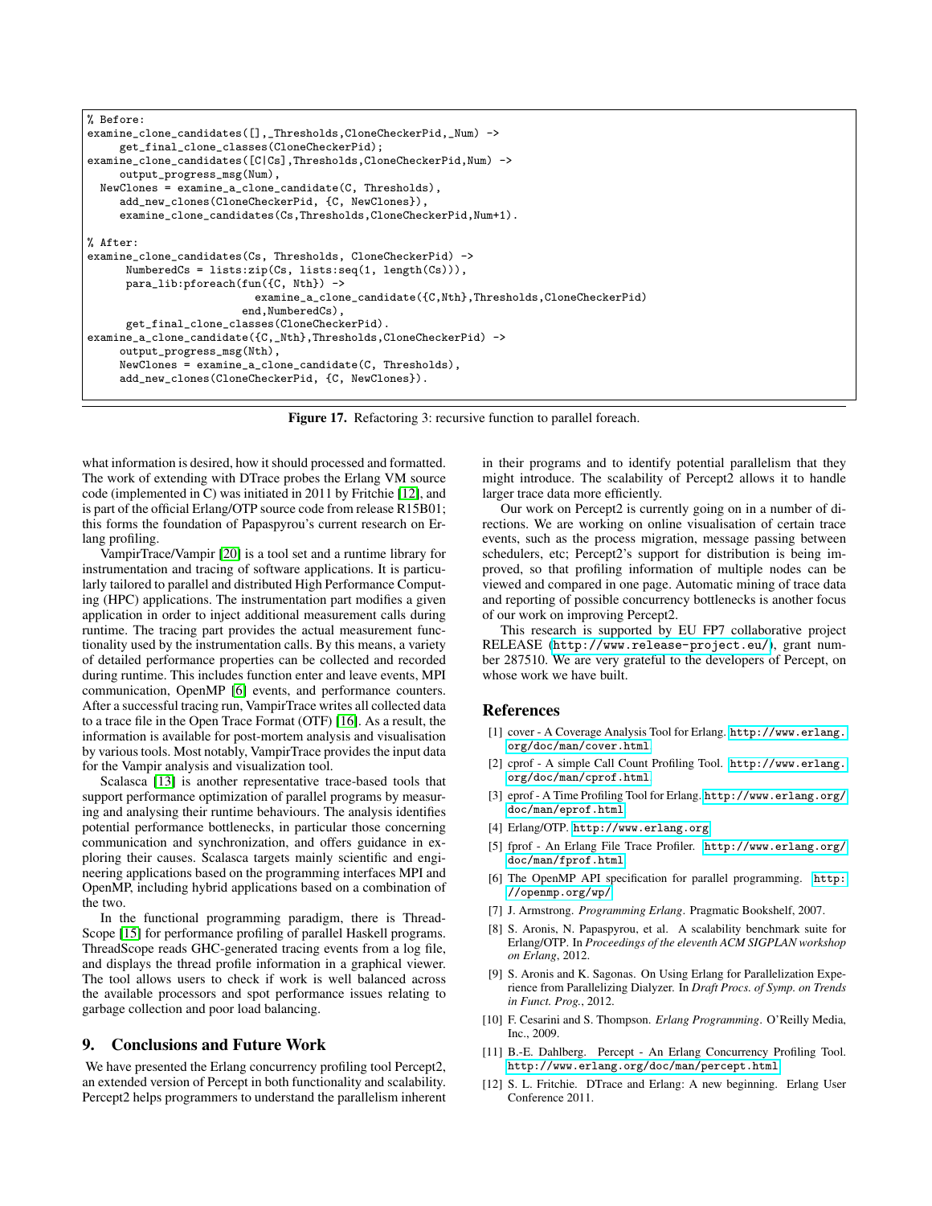```
% Before:
examine_clone_candidates([],_Thresholds,CloneCheckerPid,_Num) ->
     get_final_clone_classes(CloneCheckerPid);
examine_clone_candidates([C|Cs],Thresholds,CloneCheckerPid,Num) ->
     output_progress_msg(Num),
  NewClones = examine_a_clone_candidate(C, Thresholds),
     add_new_clones(CloneCheckerPid, {C, NewClones}),
     examine_clone_candidates(Cs,Thresholds,CloneCheckerPid,Num+1).

% After:
examine_clone_candidates(Cs, Thresholds, CloneCheckerPid) ->
      NumberedCs = lists:zip(Cs, lists:seq(1, length(Cs))),
      para_lib:pforeach(fun({C, Nth}) ->
                          examine_a_clone_candidate({C,Nth},Thresholds,CloneCheckerPid)
                        end,NumberedCs),
      get_final_clone_classes(CloneCheckerPid).
examine_a_clone_candidate({C,_Nth},Thresholds,CloneCheckerPid) ->
     output_progress_msg(Nth),
     NewClones = examine_a_clone_candidate(C, Thresholds),
     add_new_clones(CloneCheckerPid, {C, NewClones}).
```

**Figure 17.** Refactoring 3: recursive function to parallel foreach.

what information is desired, how it should processed and formatted. The work of extending with DTrace probes the Erlang VM source code (implemented in C) was initiated in 2011 by Fritchie [12], and is part of the official Erlang/OTP source code from release R15B01; this forms the foundation of Papaspyrou's current research on Erlang profiling.

VampirTrace/Vampir [20] is a tool set and a runtime library for instrumentation and tracing of software applications. It is particularly tailored to parallel and distributed High Performance Computing (HPC) applications. The instrumentation part modifies a given application in order to inject additional measurement calls during runtime. The tracing part provides the actual measurement functionality used by the instrumentation calls. By this means, a variety of detailed performance properties can be collected and recorded during runtime. This includes function enter and leave events, MPI communication, OpenMP [6] events, and performance counters. After a successful tracing run, VampirTrace writes all collected data to a trace file in the Open Trace Format (OTF) [16]. As a result, the information is available for post-mortem analysis and visualisation by various tools. Most notably, VampirTrace provides the input data for the Vampir analysis and visualization tool.

Scalasca [13] is another representative trace-based tools that support performance optimization of parallel programs by measuring and analysing their runtime behaviours. The analysis identifies potential performance bottlenecks, in particular those concerning communication and synchronization, and offers guidance in exploring their causes. Scalasca targets mainly scientific and engineering applications based on the programming interfaces MPI and OpenMP, including hybrid applications based on a combination of the two.

In the functional programming paradigm, there is ThreadScope [15] for performance profiling of parallel Haskell programs. ThreadScope reads GHC-generated tracing events from a log file, and displays the thread profile information in a graphical viewer. The tool allows users to check if work is well balanced across the available processors and spot performance issues relating to garbage collection and poor load balancing.

## 9. Conclusions and Future Work

We have presented the Erlang concurrency profiling tool Percept2, an extended version of Percept in both functionality and scalability. Percept2 helps programmers to understand the parallelism inherent in their programs and to identify potential parallelism that they might introduce. The scalability of Percept2 allows it to handle larger trace data more efficiently.

Our work on Percept2 is currently going on in a number of directions. We are working on online visualisation of certain trace events, such as the process migration, message passing between schedulers, etc; Percept2's support for distribution is being improved, so that profiling information of multiple nodes can be viewed and compared in one page. Automatic mining of trace data and reporting of possible concurrency bottlenecks is another focus of our work on improving Percept2.

This research is supported by EU FP7 collaborative project RELEASE (http://www.release-project.eu/), grant number 287510. We are very grateful to the developers of Percept, on whose work we have built.

## References

[1] cover - A Coverage Analysis Tool for Erlang. http://www.erlang.org/doc/man/cover.html

[2] cprof - A simple Call Count Profiling Tool. http://www.erlang.org/doc/man/cprof.html

[3] eprof - A Time Profiling Tool for Erlang. http://www.erlang.org/doc/man/eprof.html

[4] Erlang/OTP. http://www.erlang.org

[5] fprof - An Erlang File Trace Profiler. http://www.erlang.org/doc/man/fprof.html

[6] The OpenMP API specification for parallel programming. http://openmp.org/wp/

[7] J. Armstrong. *Programming Erlang*. Pragmatic Bookshelf, 2007.

[8] S. Aronis, N. Papaspyrou, et al. A scalability benchmark suite for Erlang/OTP. In *Proceedings of the eleventh ACM SIGPLAN workshop on Erlang*, 2012.

[9] S. Aronis and K. Sagonas. On Using Erlang for Parallelization Experience from Parallelizing Dialyzer. In *Draft Procs. of Symp. on Trends in Funct. Prog.*, 2012.

[10] F. Cesarini and S. Thompson. *Erlang Programming*. O'Reilly Media, Inc., 2009.

[11] B.-E. Dahlberg. Percept - An Erlang Concurrency Profiling Tool. http://www.erlang.org/doc/man/percept.html

[12] S. L. Fritchie. DTrace and Erlang: A new beginning. Erlang User Conference 2011.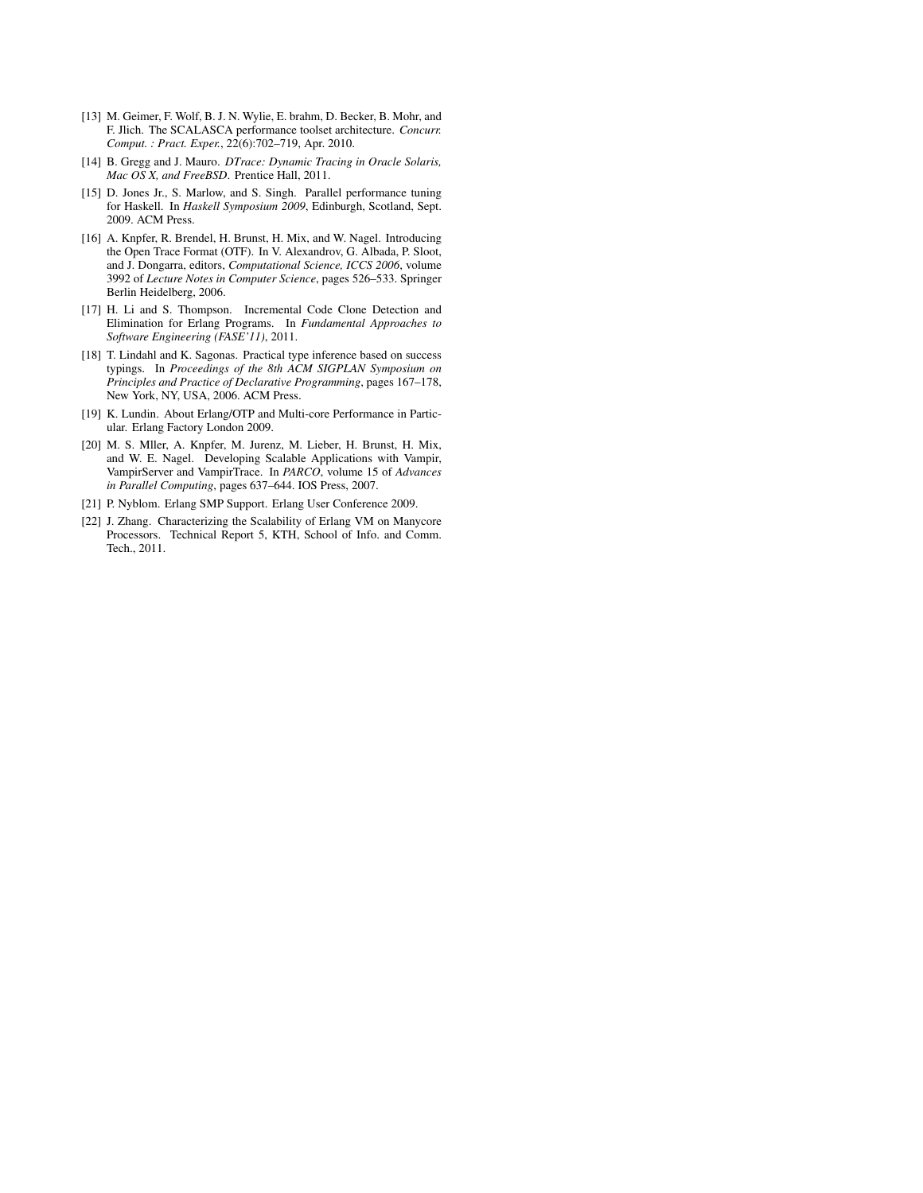[13] M. Geimer, F. Wolf, B. J. N. Wylie, E. brahm, D. Becker, B. Mohr, and F. Jlich. The SCALASCA performance toolset architecture. *Concurr. Comput. : Pract. Exper.*, 22(6):702–719, Apr. 2010.

[14] B. Gregg and J. Mauro. *DTrace: Dynamic Tracing in Oracle Solaris, Mac OS X, and FreeBSD*. Prentice Hall, 2011.

[15] D. Jones Jr., S. Marlow, and S. Singh. Parallel performance tuning for Haskell. In *Haskell Symposium 2009*, Edinburgh, Scotland, Sept. 2009. ACM Press.

[16] A. Knpfer, R. Brendel, H. Brunst, H. Mix, and W. Nagel. Introducing the Open Trace Format (OTF). In V. Alexandrov, G. Albada, P. Sloot, and J. Dongarra, editors, *Computational Science, ICCS 2006*, volume 3992 of *Lecture Notes in Computer Science*, pages 526–533. Springer Berlin Heidelberg, 2006.

[17] H. Li and S. Thompson. Incremental Code Clone Detection and Elimination for Erlang Programs. In *Fundamental Approaches to Software Engineering (FASE'11)*, 2011.

[18] T. Lindahl and K. Sagonas. Practical type inference based on success typings. In *Proceedings of the 8th ACM SIGPLAN Symposium on Principles and Practice of Declarative Programming*, pages 167–178, New York, NY, USA, 2006. ACM Press.

[19] K. Lundin. About Erlang/OTP and Multi-core Performance in Particular. Erlang Factory London 2009.

[20] M. S. Mller, A. Knpfer, M. Jurenz, M. Lieber, H. Brunst, H. Mix, and W. E. Nagel. Developing Scalable Applications with Vampir, VampirServer and VampirTrace. In *PARCO*, volume 15 of *Advances in Parallel Computing*, pages 637–644. IOS Press, 2007.

[21] P. Nyblom. Erlang SMP Support. Erlang User Conference 2009.

[22] J. Zhang. Characterizing the Scalability of Erlang VM on Manycore Processors. Technical Report 5, KTH, School of Info. and Comm. Tech., 2011.